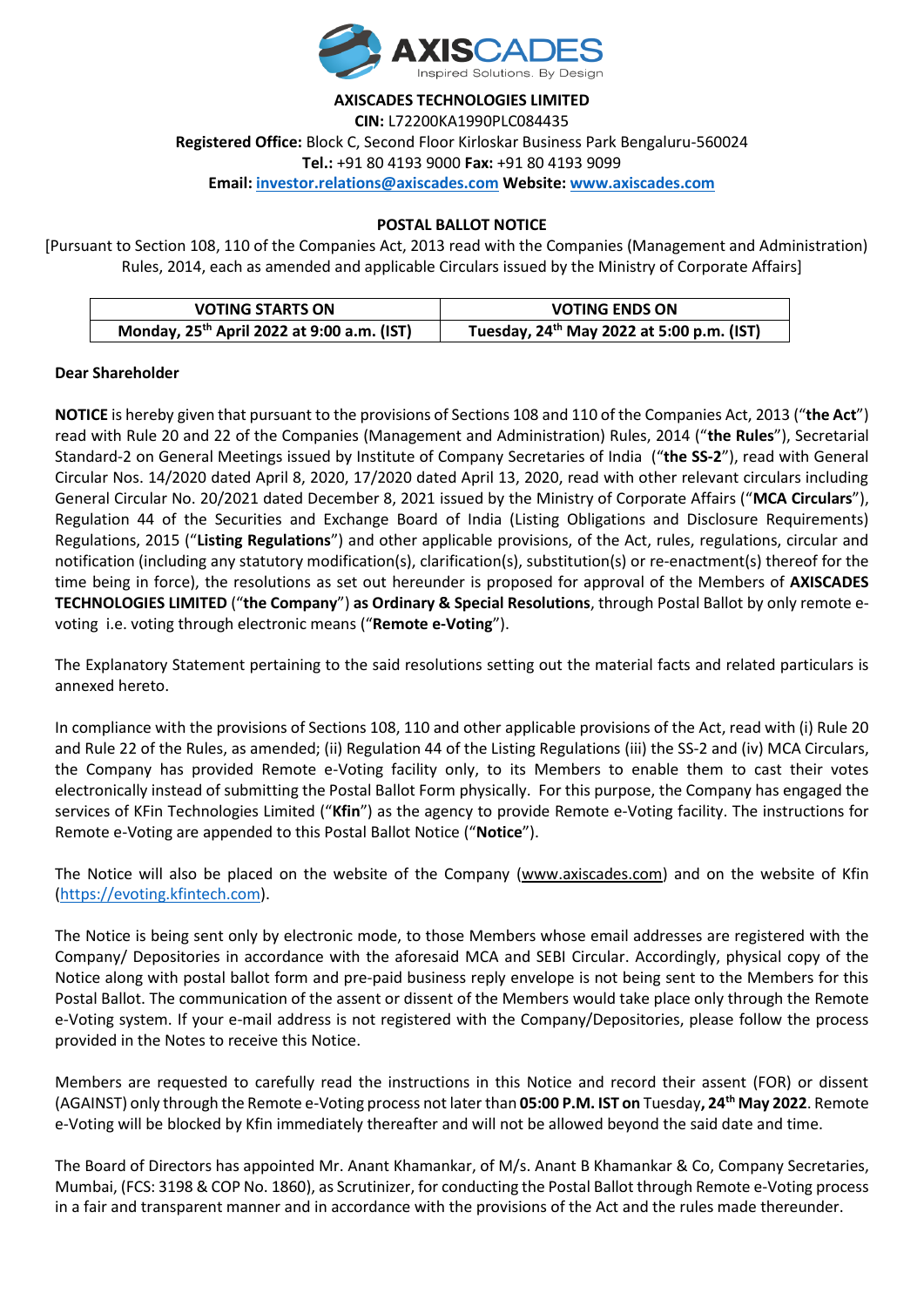**AXISCADES TECHNOLOGIES LIMITED**
**CIN:** L72200KA1990PLC084435
**Registered Office:** Block C, Second Floor Kirloskar Business Park Bengaluru-560024
**Tel.:** +91 80 4193 9000 **Fax:** +91 80 4193 9099
**Email:** investor.relations@axiscades.com **Website:** www.axiscades.com

## POSTAL BALLOT NOTICE

[Pursuant to Section 108, 110 of the Companies Act, 2013 read with the Companies (Management and Administration) Rules, 2014, each as amended and applicable Circulars issued by the Ministry of Corporate Affairs]

| VOTING STARTS ON | VOTING ENDS ON |
|---|---|
| Monday, 25th April 2022 at 9:00 a.m. (IST) | Tuesday, 24th May 2022 at 5:00 p.m. (IST) |

**Dear Shareholder**

**NOTICE** is hereby given that pursuant to the provisions of Sections 108 and 110 of the Companies Act, 2013 ("**the Act**") read with Rule 20 and 22 of the Companies (Management and Administration) Rules, 2014 ("**the Rules**"), Secretarial Standard-2 on General Meetings issued by Institute of Company Secretaries of India ("**the SS-2**"), read with General Circular Nos. 14/2020 dated April 8, 2020, 17/2020 dated April 13, 2020, read with other relevant circulars including General Circular No. 20/2021 dated December 8, 2021 issued by the Ministry of Corporate Affairs ("**MCA Circulars**"), Regulation 44 of the Securities and Exchange Board of India (Listing Obligations and Disclosure Requirements) Regulations, 2015 ("**Listing Regulations**") and other applicable provisions, of the Act, rules, regulations, circular and notification (including any statutory modification(s), clarification(s), substitution(s) or re-enactment(s) thereof for the time being in force), the resolutions as set out hereunder is proposed for approval of the Members of **AXISCADES TECHNOLOGIES LIMITED** ("**the Company**") **as Ordinary & Special Resolutions**, through Postal Ballot by only remote e-voting i.e. voting through electronic means ("**Remote e-Voting**").

The Explanatory Statement pertaining to the said resolutions setting out the material facts and related particulars is annexed hereto.

In compliance with the provisions of Sections 108, 110 and other applicable provisions of the Act, read with (i) Rule 20 and Rule 22 of the Rules, as amended; (ii) Regulation 44 of the Listing Regulations (iii) the SS-2 and (iv) MCA Circulars, the Company has provided Remote e-Voting facility only, to its Members to enable them to cast their votes electronically instead of submitting the Postal Ballot Form physically. For this purpose, the Company has engaged the services of KFin Technologies Limited ("**Kfin**") as the agency to provide Remote e-Voting facility. The instructions for Remote e-Voting are appended to this Postal Ballot Notice ("**Notice**").

The Notice will also be placed on the website of the Company (www.axiscades.com) and on the website of Kfin (https://evoting.kfintech.com).

The Notice is being sent only by electronic mode, to those Members whose email addresses are registered with the Company/ Depositories in accordance with the aforesaid MCA and SEBI Circular. Accordingly, physical copy of the Notice along with postal ballot form and pre-paid business reply envelope is not being sent to the Members for this Postal Ballot. The communication of the assent or dissent of the Members would take place only through the Remote e-Voting system. If your e-mail address is not registered with the Company/Depositories, please follow the process provided in the Notes to receive this Notice.

Members are requested to carefully read the instructions in this Notice and record their assent (FOR) or dissent (AGAINST) only through the Remote e-Voting process not later than **05:00 P.M. IST on** Tuesday**, 24th May 2022**. Remote e-Voting will be blocked by Kfin immediately thereafter and will not be allowed beyond the said date and time.

The Board of Directors has appointed Mr. Anant Khamankar, of M/s. Anant B Khamankar & Co, Company Secretaries, Mumbai, (FCS: 3198 & COP No. 1860), as Scrutinizer, for conducting the Postal Ballot through Remote e-Voting process in a fair and transparent manner and in accordance with the provisions of the Act and the rules made thereunder.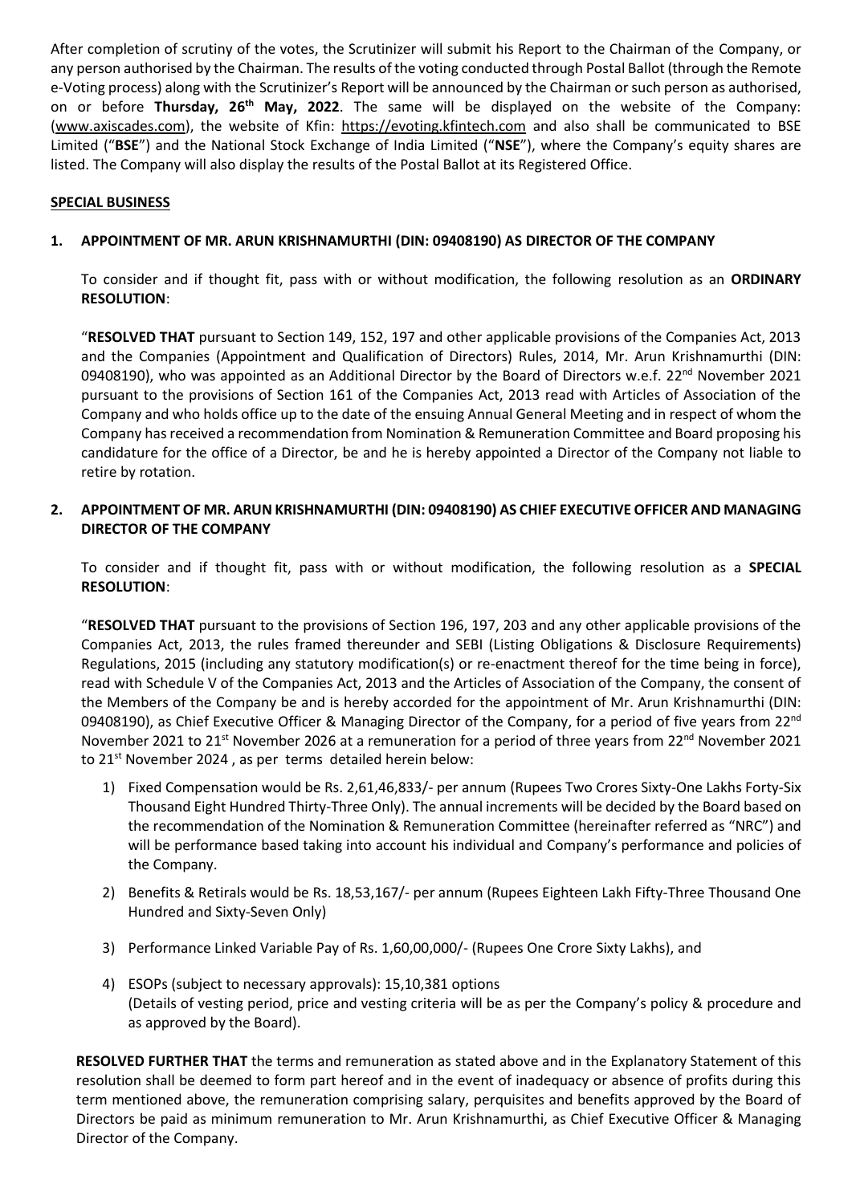After completion of scrutiny of the votes, the Scrutinizer will submit his Report to the Chairman of the Company, or any person authorised by the Chairman. The results of the voting conducted through Postal Ballot (through the Remote e-Voting process) along with the Scrutinizer's Report will be announced by the Chairman or such person as authorised, on or before **Thursday, 26th May, 2022**. The same will be displayed on the website of the Company: (www.axiscades.com), the website of Kfin: https://evoting.kfintech.com and also shall be communicated to BSE Limited ("**BSE**") and the National Stock Exchange of India Limited ("**NSE**"), where the Company's equity shares are listed. The Company will also display the results of the Postal Ballot at its Registered Office.

**SPECIAL BUSINESS**

**1. APPOINTMENT OF MR. ARUN KRISHNAMURTHI (DIN: 09408190) AS DIRECTOR OF THE COMPANY**

To consider and if thought fit, pass with or without modification, the following resolution as an **ORDINARY RESOLUTION**:

"**RESOLVED THAT** pursuant to Section 149, 152, 197 and other applicable provisions of the Companies Act, 2013 and the Companies (Appointment and Qualification of Directors) Rules, 2014, Mr. Arun Krishnamurthi (DIN: 09408190), who was appointed as an Additional Director by the Board of Directors w.e.f. 22nd November 2021 pursuant to the provisions of Section 161 of the Companies Act, 2013 read with Articles of Association of the Company and who holds office up to the date of the ensuing Annual General Meeting and in respect of whom the Company has received a recommendation from Nomination & Remuneration Committee and Board proposing his candidature for the office of a Director, be and he is hereby appointed a Director of the Company not liable to retire by rotation.

**2. APPOINTMENT OF MR. ARUN KRISHNAMURTHI (DIN: 09408190) AS CHIEF EXECUTIVE OFFICER AND MANAGING DIRECTOR OF THE COMPANY**

To consider and if thought fit, pass with or without modification, the following resolution as a **SPECIAL RESOLUTION**:

"**RESOLVED THAT** pursuant to the provisions of Section 196, 197, 203 and any other applicable provisions of the Companies Act, 2013, the rules framed thereunder and SEBI (Listing Obligations & Disclosure Requirements) Regulations, 2015 (including any statutory modification(s) or re-enactment thereof for the time being in force), read with Schedule V of the Companies Act, 2013 and the Articles of Association of the Company, the consent of the Members of the Company be and is hereby accorded for the appointment of Mr. Arun Krishnamurthi (DIN: 09408190), as Chief Executive Officer & Managing Director of the Company, for a period of five years from 22nd November 2021 to 21st November 2026 at a remuneration for a period of three years from 22nd November 2021 to 21st November 2024 , as per terms detailed herein below:

1) Fixed Compensation would be Rs. 2,61,46,833/- per annum (Rupees Two Crores Sixty-One Lakhs Forty-Six Thousand Eight Hundred Thirty-Three Only). The annual increments will be decided by the Board based on the recommendation of the Nomination & Remuneration Committee (hereinafter referred as "NRC") and will be performance based taking into account his individual and Company's performance and policies of the Company.

2) Benefits & Retirals would be Rs. 18,53,167/- per annum (Rupees Eighteen Lakh Fifty-Three Thousand One Hundred and Sixty-Seven Only)

3) Performance Linked Variable Pay of Rs. 1,60,00,000/- (Rupees One Crore Sixty Lakhs), and

4) ESOPs (subject to necessary approvals): 15,10,381 options
(Details of vesting period, price and vesting criteria will be as per the Company's policy & procedure and as approved by the Board).

**RESOLVED FURTHER THAT** the terms and remuneration as stated above and in the Explanatory Statement of this resolution shall be deemed to form part hereof and in the event of inadequacy or absence of profits during this term mentioned above, the remuneration comprising salary, perquisites and benefits approved by the Board of Directors be paid as minimum remuneration to Mr. Arun Krishnamurthi, as Chief Executive Officer & Managing Director of the Company.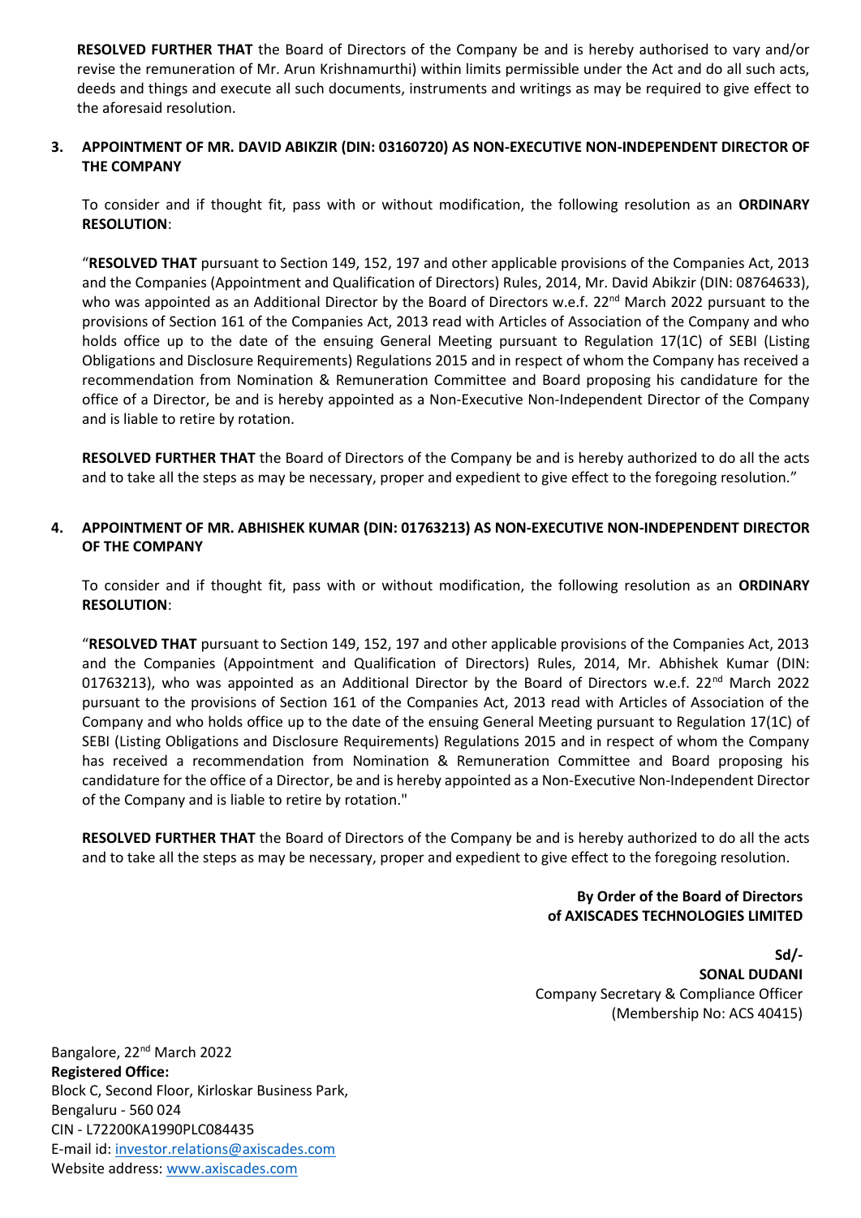**RESOLVED FURTHER THAT** the Board of Directors of the Company be and is hereby authorised to vary and/or revise the remuneration of Mr. Arun Krishnamurthi) within limits permissible under the Act and do all such acts, deeds and things and execute all such documents, instruments and writings as may be required to give effect to the aforesaid resolution.

**3. APPOINTMENT OF MR. DAVID ABIKZIR (DIN: 03160720) AS NON-EXECUTIVE NON-INDEPENDENT DIRECTOR OF THE COMPANY**

To consider and if thought fit, pass with or without modification, the following resolution as an **ORDINARY RESOLUTION**:

"**RESOLVED THAT** pursuant to Section 149, 152, 197 and other applicable provisions of the Companies Act, 2013 and the Companies (Appointment and Qualification of Directors) Rules, 2014, Mr. David Abikzir (DIN: 08764633), who was appointed as an Additional Director by the Board of Directors w.e.f. 22nd March 2022 pursuant to the provisions of Section 161 of the Companies Act, 2013 read with Articles of Association of the Company and who holds office up to the date of the ensuing General Meeting pursuant to Regulation 17(1C) of SEBI (Listing Obligations and Disclosure Requirements) Regulations 2015 and in respect of whom the Company has received a recommendation from Nomination & Remuneration Committee and Board proposing his candidature for the office of a Director, be and is hereby appointed as a Non-Executive Non-Independent Director of the Company and is liable to retire by rotation.

**RESOLVED FURTHER THAT** the Board of Directors of the Company be and is hereby authorized to do all the acts and to take all the steps as may be necessary, proper and expedient to give effect to the foregoing resolution."

**4. APPOINTMENT OF MR. ABHISHEK KUMAR (DIN: 01763213) AS NON-EXECUTIVE NON-INDEPENDENT DIRECTOR OF THE COMPANY**

To consider and if thought fit, pass with or without modification, the following resolution as an **ORDINARY RESOLUTION**:

"**RESOLVED THAT** pursuant to Section 149, 152, 197 and other applicable provisions of the Companies Act, 2013 and the Companies (Appointment and Qualification of Directors) Rules, 2014, Mr. Abhishek Kumar (DIN: 01763213), who was appointed as an Additional Director by the Board of Directors w.e.f. 22nd March 2022 pursuant to the provisions of Section 161 of the Companies Act, 2013 read with Articles of Association of the Company and who holds office up to the date of the ensuing General Meeting pursuant to Regulation 17(1C) of SEBI (Listing Obligations and Disclosure Requirements) Regulations 2015 and in respect of whom the Company has received a recommendation from Nomination & Remuneration Committee and Board proposing his candidature for the office of a Director, be and is hereby appointed as a Non-Executive Non-Independent Director of the Company and is liable to retire by rotation."

**RESOLVED FURTHER THAT** the Board of Directors of the Company be and is hereby authorized to do all the acts and to take all the steps as may be necessary, proper and expedient to give effect to the foregoing resolution.

**By Order of the Board of Directors**
**of AXISCADES TECHNOLOGIES LIMITED**

**Sd/-**
**SONAL DUDANI**
Company Secretary & Compliance Officer
(Membership No: ACS 40415)

Bangalore, 22nd March 2022
**Registered Office:**
Block C, Second Floor, Kirloskar Business Park,
Bengaluru - 560 024
CIN - L72200KA1990PLC084435
E-mail id: investor.relations@axiscades.com
Website address: www.axiscades.com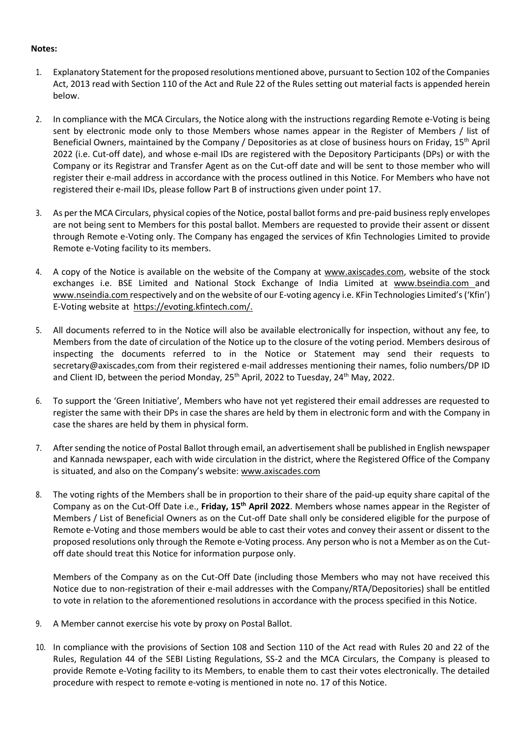**Notes:**

1. Explanatory Statement for the proposed resolutions mentioned above, pursuant to Section 102 of the Companies Act, 2013 read with Section 110 of the Act and Rule 22 of the Rules setting out material facts is appended herein below.

2. In compliance with the MCA Circulars, the Notice along with the instructions regarding Remote e-Voting is being sent by electronic mode only to those Members whose names appear in the Register of Members / list of Beneficial Owners, maintained by the Company / Depositories as at close of business hours on Friday, 15th April 2022 (i.e. Cut-off date), and whose e-mail IDs are registered with the Depository Participants (DPs) or with the Company or its Registrar and Transfer Agent as on the Cut-off date and will be sent to those member who will register their e-mail address in accordance with the process outlined in this Notice. For Members who have not registered their e-mail IDs, please follow Part B of instructions given under point 17.

3. As per the MCA Circulars, physical copies of the Notice, postal ballot forms and pre-paid business reply envelopes are not being sent to Members for this postal ballot. Members are requested to provide their assent or dissent through Remote e-Voting only. The Company has engaged the services of Kfin Technologies Limited to provide Remote e-Voting facility to its members.

4. A copy of the Notice is available on the website of the Company at www.axiscades.com, website of the stock exchanges i.e. BSE Limited and National Stock Exchange of India Limited at www.bseindia.com and www.nseindia.com respectively and on the website of our E-voting agency i.e. KFin Technologies Limited's ('Kfin') E-Voting website at https://evoting.kfintech.com/.

5. All documents referred to in the Notice will also be available electronically for inspection, without any fee, to Members from the date of circulation of the Notice up to the closure of the voting period. Members desirous of inspecting the documents referred to in the Notice or Statement may send their requests to secretary@axiscades.com from their registered e-mail addresses mentioning their names, folio numbers/DP ID and Client ID, between the period Monday, 25th April, 2022 to Tuesday, 24th May, 2022.

6. To support the 'Green Initiative', Members who have not yet registered their email addresses are requested to register the same with their DPs in case the shares are held by them in electronic form and with the Company in case the shares are held by them in physical form.

7. After sending the notice of Postal Ballot through email, an advertisement shall be published in English newspaper and Kannada newspaper, each with wide circulation in the district, where the Registered Office of the Company is situated, and also on the Company's website: www.axiscades.com

8. The voting rights of the Members shall be in proportion to their share of the paid-up equity share capital of the Company as on the Cut-Off Date i.e., **Friday, 15th April 2022**. Members whose names appear in the Register of Members / List of Beneficial Owners as on the Cut-off Date shall only be considered eligible for the purpose of Remote e-Voting and those members would be able to cast their votes and convey their assent or dissent to the proposed resolutions only through the Remote e-Voting process. Any person who is not a Member as on the Cut-off date should treat this Notice for information purpose only.

   Members of the Company as on the Cut-Off Date (including those Members who may not have received this Notice due to non-registration of their e-mail addresses with the Company/RTA/Depositories) shall be entitled to vote in relation to the aforementioned resolutions in accordance with the process specified in this Notice.

9. A Member cannot exercise his vote by proxy on Postal Ballot.

10. In compliance with the provisions of Section 108 and Section 110 of the Act read with Rules 20 and 22 of the Rules, Regulation 44 of the SEBI Listing Regulations, SS-2 and the MCA Circulars, the Company is pleased to provide Remote e-Voting facility to its Members, to enable them to cast their votes electronically. The detailed procedure with respect to remote e-voting is mentioned in note no. 17 of this Notice.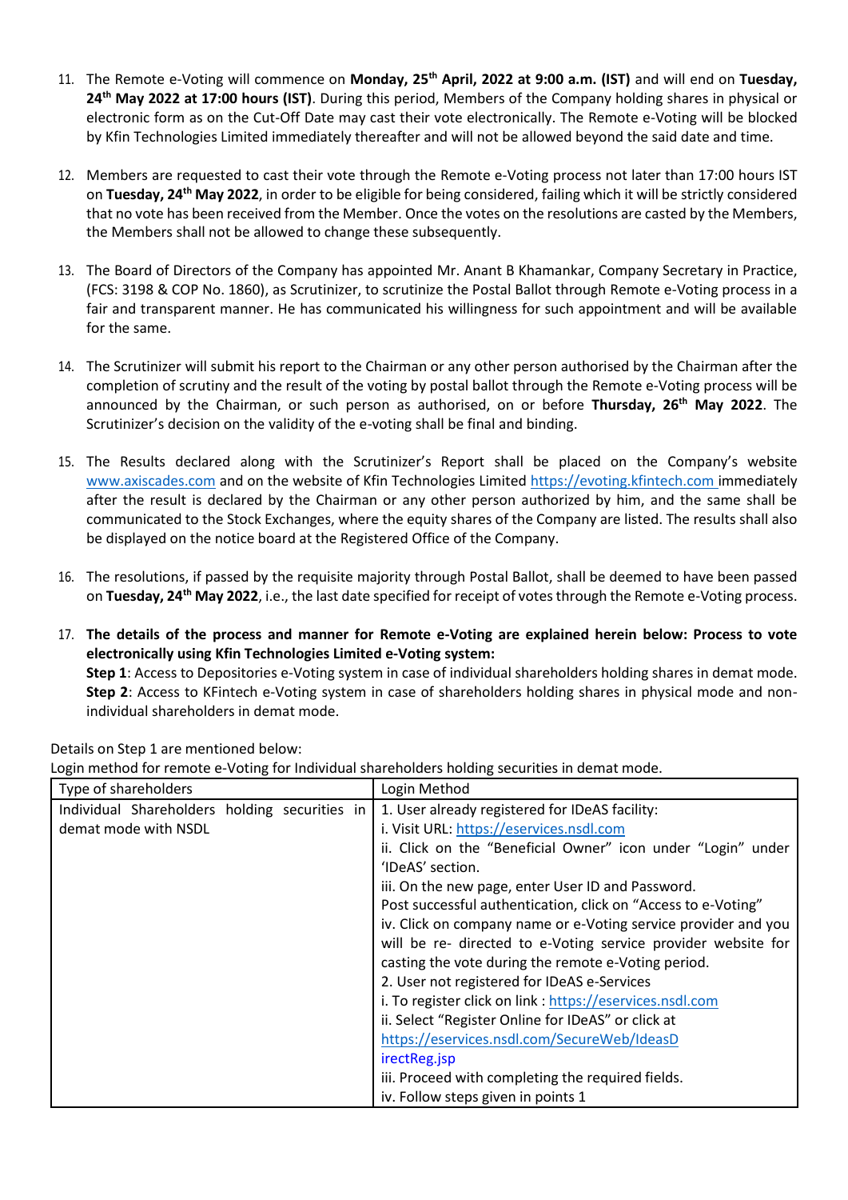11. The Remote e-Voting will commence on **Monday, 25th April, 2022 at 9:00 a.m. (IST)** and will end on **Tuesday, 24th May 2022 at 17:00 hours (IST)**. During this period, Members of the Company holding shares in physical or electronic form as on the Cut-Off Date may cast their vote electronically. The Remote e-Voting will be blocked by Kfin Technologies Limited immediately thereafter and will not be allowed beyond the said date and time.

12. Members are requested to cast their vote through the Remote e-Voting process not later than 17:00 hours IST on **Tuesday, 24th May 2022**, in order to be eligible for being considered, failing which it will be strictly considered that no vote has been received from the Member. Once the votes on the resolutions are casted by the Members, the Members shall not be allowed to change these subsequently.

13. The Board of Directors of the Company has appointed Mr. Anant B Khamankar, Company Secretary in Practice, (FCS: 3198 & COP No. 1860), as Scrutinizer, to scrutinize the Postal Ballot through Remote e-Voting process in a fair and transparent manner. He has communicated his willingness for such appointment and will be available for the same.

14. The Scrutinizer will submit his report to the Chairman or any other person authorised by the Chairman after the completion of scrutiny and the result of the voting by postal ballot through the Remote e-Voting process will be announced by the Chairman, or such person as authorised, on or before **Thursday, 26th May 2022**. The Scrutinizer's decision on the validity of the e-voting shall be final and binding.

15. The Results declared along with the Scrutinizer's Report shall be placed on the Company's website www.axiscades.com and on the website of Kfin Technologies Limited https://evoting.kfintech.com immediately after the result is declared by the Chairman or any other person authorized by him, and the same shall be communicated to the Stock Exchanges, where the equity shares of the Company are listed. The results shall also be displayed on the notice board at the Registered Office of the Company.

16. The resolutions, if passed by the requisite majority through Postal Ballot, shall be deemed to have been passed on **Tuesday, 24th May 2022**, i.e., the last date specified for receipt of votes through the Remote e-Voting process.

17. **The details of the process and manner for Remote e-Voting are explained herein below: Process to vote electronically using Kfin Technologies Limited e-Voting system:**
**Step 1**: Access to Depositories e-Voting system in case of individual shareholders holding shares in demat mode.
**Step 2**: Access to KFintech e-Voting system in case of shareholders holding shares in physical mode and non-individual shareholders in demat mode.

Details on Step 1 are mentioned below:
Login method for remote e-Voting for Individual shareholders holding securities in demat mode.

| Type of shareholders | Login Method |
|---|---|
| Individual Shareholders holding securities in demat mode with NSDL | 1. User already registered for IDeAS facility:<br>i. Visit URL: https://eservices.nsdl.com<br>ii. Click on the "Beneficial Owner" icon under "Login" under 'IDeAS' section.<br>iii. On the new page, enter User ID and Password. Post successful authentication, click on "Access to e-Voting"<br>iv. Click on company name or e-Voting service provider and you will be re- directed to e-Voting service provider website for casting the vote during the remote e-Voting period.<br>2. User not registered for IDeAS e-Services<br>i. To register click on link : https://eservices.nsdl.com<br>ii. Select "Register Online for IDeAS" or click at https://eservices.nsdl.com/SecureWeb/IdeasDirectReg.jsp<br>iii. Proceed with completing the required fields.<br>iv. Follow steps given in points 1 |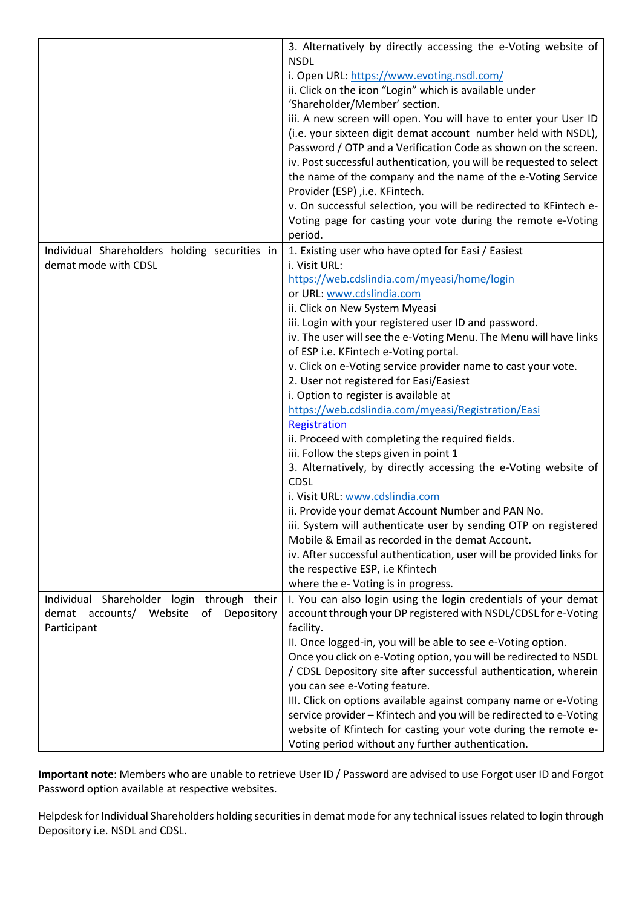| | |
|---|---|
| | 3. Alternatively by directly accessing the e-Voting website of NSDL<br>i. Open URL: https://www.evoting.nsdl.com/<br>ii. Click on the icon "Login" which is available under 'Shareholder/Member' section.<br>iii. A new screen will open. You will have to enter your User ID (i.e. your sixteen digit demat account number held with NSDL), Password / OTP and a Verification Code as shown on the screen.<br>iv. Post successful authentication, you will be requested to select the name of the company and the name of the e-Voting Service Provider (ESP) ,i.e. KFintech.<br>v. On successful selection, you will be redirected to KFintech e-Voting page for casting your vote during the remote e-Voting period. |
| Individual Shareholders holding securities in demat mode with CDSL | 1. Existing user who have opted for Easi / Easiest<br>i. Visit URL:<br>https://web.cdslindia.com/myeasi/home/login<br>or URL: www.cdslindia.com<br>ii. Click on New System Myeasi<br>iii. Login with your registered user ID and password.<br>iv. The user will see the e-Voting Menu. The Menu will have links of ESP i.e. KFintech e-Voting portal.<br>v. Click on e-Voting service provider name to cast your vote.<br>2. User not registered for Easi/Easiest<br>i. Option to register is available at<br>https://web.cdslindia.com/myeasi/Registration/EasiRegistration<br>ii. Proceed with completing the required fields.<br>iii. Follow the steps given in point 1<br>3. Alternatively, by directly accessing the e-Voting website of CDSL<br>i. Visit URL: www.cdslindia.com<br>ii. Provide your demat Account Number and PAN No.<br>iii. System will authenticate user by sending OTP on registered Mobile & Email as recorded in the demat Account.<br>iv. After successful authentication, user will be provided links for the respective ESP, i.e Kfintech<br>where the e- Voting is in progress. |
| Individual Shareholder login through their demat accounts/ Website of Depository Participant | I. You can also login using the login credentials of your demat account through your DP registered with NSDL/CDSL for e-Voting facility.<br>II. Once logged-in, you will be able to see e-Voting option. Once you click on e-Voting option, you will be redirected to NSDL / CDSL Depository site after successful authentication, wherein you can see e-Voting feature.<br>III. Click on options available against company name or e-Voting service provider – Kfintech and you will be redirected to e-Voting website of Kfintech for casting your vote during the remote e-Voting period without any further authentication. |

**Important note**: Members who are unable to retrieve User ID / Password are advised to use Forgot user ID and Forgot Password option available at respective websites.

Helpdesk for Individual Shareholders holding securities in demat mode for any technical issues related to login through Depository i.e. NSDL and CDSL.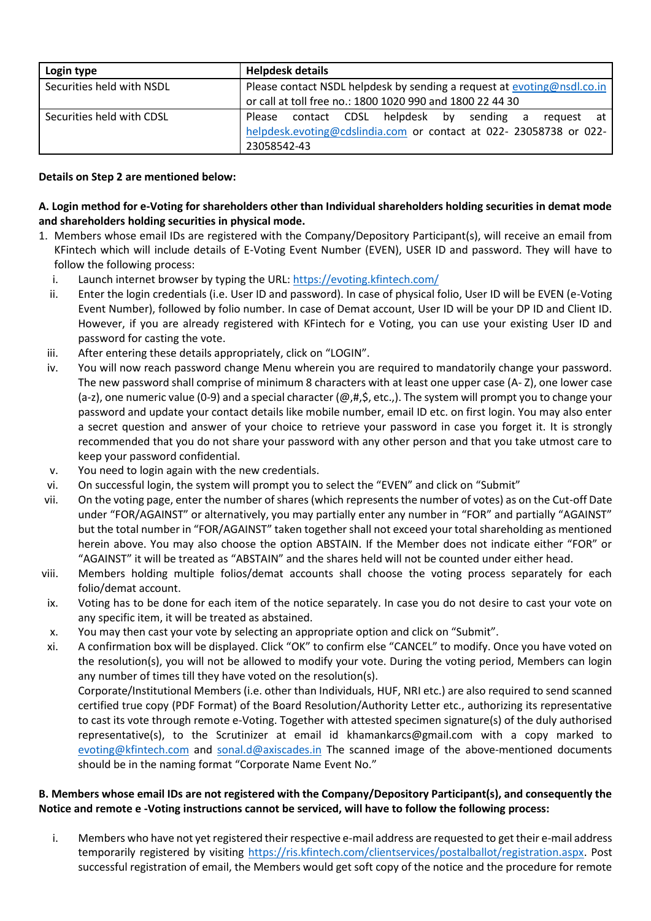| Login type | Helpdesk details |
|---|---|
| Securities held with NSDL | Please contact NSDL helpdesk by sending a request at evoting@nsdl.co.in or call at toll free no.: 1800 1020 990 and 1800 22 44 30 |
| Securities held with CDSL | Please contact CDSL helpdesk by sending a request at helpdesk.evoting@cdslindia.com or contact at 022- 23058738 or 022-23058542-43 |

**Details on Step 2 are mentioned below:**

**A. Login method for e-Voting for shareholders other than Individual shareholders holding securities in demat mode and shareholders holding securities in physical mode.**

1. Members whose email IDs are registered with the Company/Depository Participant(s), will receive an email from KFintech which will include details of E-Voting Event Number (EVEN), USER ID and password. They will have to follow the following process:
   i. Launch internet browser by typing the URL: https://evoting.kfintech.com/
   ii. Enter the login credentials (i.e. User ID and password). In case of physical folio, User ID will be EVEN (e-Voting Event Number), followed by folio number. In case of Demat account, User ID will be your DP ID and Client ID. However, if you are already registered with KFintech for e Voting, you can use your existing User ID and password for casting the vote.
   iii. After entering these details appropriately, click on "LOGIN".
   iv. You will now reach password change Menu wherein you are required to mandatorily change your password. The new password shall comprise of minimum 8 characters with at least one upper case (A- Z), one lower case (a-z), one numeric value (0-9) and a special character (@,#,$, etc.,). The system will prompt you to change your password and update your contact details like mobile number, email ID etc. on first login. You may also enter a secret question and answer of your choice to retrieve your password in case you forget it. It is strongly recommended that you do not share your password with any other person and that you take utmost care to keep your password confidential.
   v. You need to login again with the new credentials.
   vi. On successful login, the system will prompt you to select the "EVEN" and click on "Submit"
   vii. On the voting page, enter the number of shares (which represents the number of votes) as on the Cut-off Date under "FOR/AGAINST" or alternatively, you may partially enter any number in "FOR" and partially "AGAINST" but the total number in "FOR/AGAINST" taken together shall not exceed your total shareholding as mentioned herein above. You may also choose the option ABSTAIN. If the Member does not indicate either "FOR" or "AGAINST" it will be treated as "ABSTAIN" and the shares held will not be counted under either head.
   viii. Members holding multiple folios/demat accounts shall choose the voting process separately for each folio/demat account.
   ix. Voting has to be done for each item of the notice separately. In case you do not desire to cast your vote on any specific item, it will be treated as abstained.
   x. You may then cast your vote by selecting an appropriate option and click on "Submit".
   xi. A confirmation box will be displayed. Click "OK" to confirm else "CANCEL" to modify. Once you have voted on the resolution(s), you will not be allowed to modify your vote. During the voting period, Members can login any number of times till they have voted on the resolution(s).

   Corporate/Institutional Members (i.e. other than Individuals, HUF, NRI etc.) are also required to send scanned certified true copy (PDF Format) of the Board Resolution/Authority Letter etc., authorizing its representative to cast its vote through remote e-Voting. Together with attested specimen signature(s) of the duly authorised representative(s), to the Scrutinizer at email id khamankarcs@gmail.com with a copy marked to evoting@kfintech.com and sonal.d@axiscades.in The scanned image of the above-mentioned documents should be in the naming format "Corporate Name Event No."

**B. Members whose email IDs are not registered with the Company/Depository Participant(s), and consequently the Notice and remote e -Voting instructions cannot be serviced, will have to follow the following process:**

i. Members who have not yet registered their respective e-mail address are requested to get their e-mail address temporarily registered by visiting https://ris.kfintech.com/clientservices/postalballot/registration.aspx. Post successful registration of email, the Members would get soft copy of the notice and the procedure for remote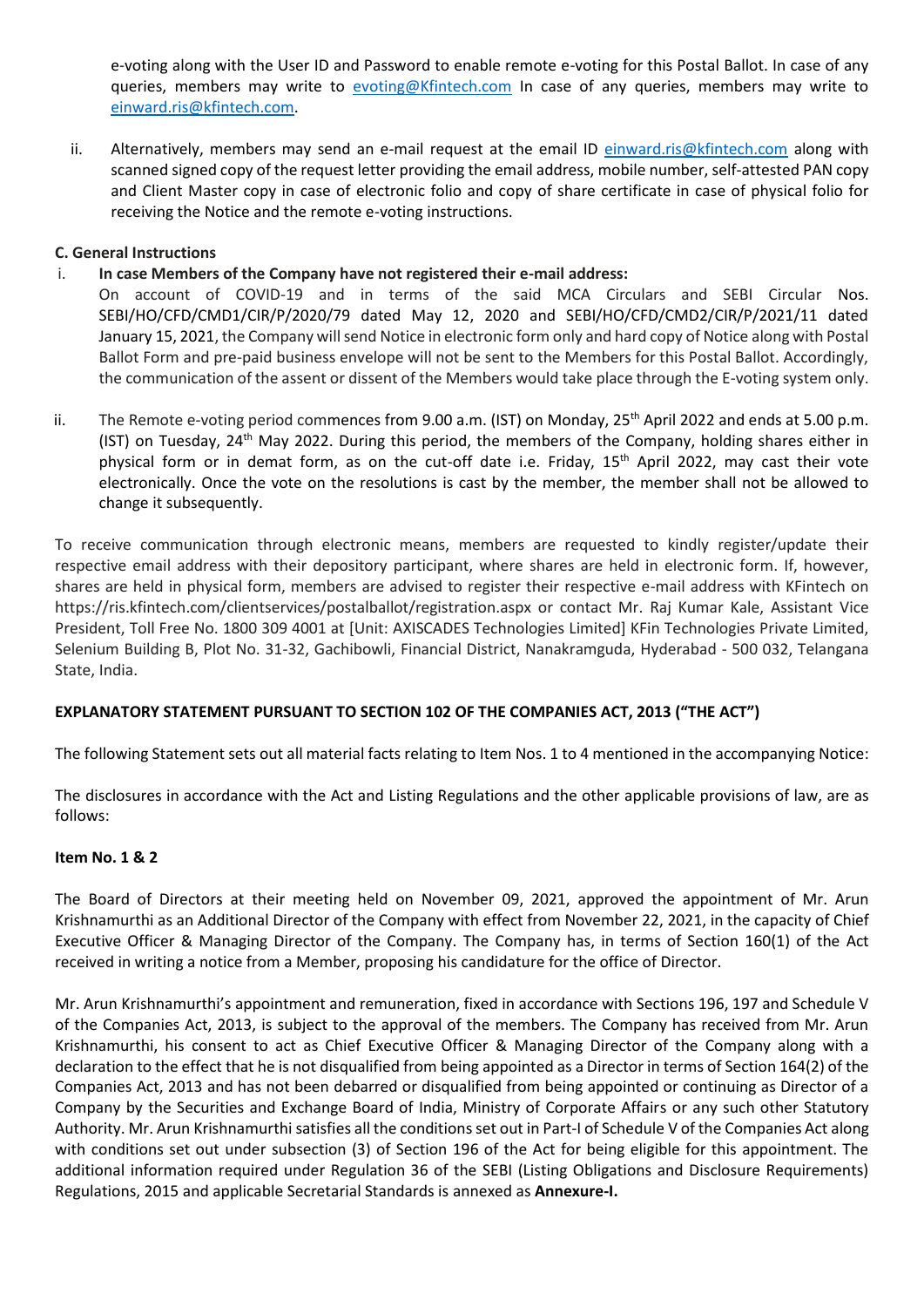e-voting along with the User ID and Password to enable remote e-voting for this Postal Ballot. In case of any queries, members may write to evoting@Kfintech.com In case of any queries, members may write to einward.ris@kfintech.com.

ii. Alternatively, members may send an e-mail request at the email ID einward.ris@kfintech.com along with scanned signed copy of the request letter providing the email address, mobile number, self-attested PAN copy and Client Master copy in case of electronic folio and copy of share certificate in case of physical folio for receiving the Notice and the remote e-voting instructions.

**C. General Instructions**

i. **In case Members of the Company have not registered their e-mail address:**
On account of COVID-19 and in terms of the said MCA Circulars and SEBI Circular Nos. SEBI/HO/CFD/CMD1/CIR/P/2020/79 dated May 12, 2020 and SEBI/HO/CFD/CMD2/CIR/P/2021/11 dated January 15, 2021, the Company will send Notice in electronic form only and hard copy of Notice along with Postal Ballot Form and pre-paid business envelope will not be sent to the Members for this Postal Ballot. Accordingly, the communication of the assent or dissent of the Members would take place through the E-voting system only.

ii. The Remote e-voting period commences from 9.00 a.m. (IST) on Monday, 25th April 2022 and ends at 5.00 p.m. (IST) on Tuesday, 24th May 2022. During this period, the members of the Company, holding shares either in physical form or in demat form, as on the cut-off date i.e. Friday, 15th April 2022, may cast their vote electronically. Once the vote on the resolutions is cast by the member, the member shall not be allowed to change it subsequently.

To receive communication through electronic means, members are requested to kindly register/update their respective email address with their depository participant, where shares are held in electronic form. If, however, shares are held in physical form, members are advised to register their respective e-mail address with KFintech on https://ris.kfintech.com/clientservices/postalballot/registration.aspx or contact Mr. Raj Kumar Kale, Assistant Vice President, Toll Free No. 1800 309 4001 at [Unit: AXISCADES Technologies Limited] KFin Technologies Private Limited, Selenium Building B, Plot No. 31-32, Gachibowli, Financial District, Nanakramguda, Hyderabad - 500 032, Telangana State, India.

**EXPLANATORY STATEMENT PURSUANT TO SECTION 102 OF THE COMPANIES ACT, 2013 ("THE ACT")**

The following Statement sets out all material facts relating to Item Nos. 1 to 4 mentioned in the accompanying Notice:

The disclosures in accordance with the Act and Listing Regulations and the other applicable provisions of law, are as follows:

**Item No. 1 & 2**

The Board of Directors at their meeting held on November 09, 2021, approved the appointment of Mr. Arun Krishnamurthi as an Additional Director of the Company with effect from November 22, 2021, in the capacity of Chief Executive Officer & Managing Director of the Company. The Company has, in terms of Section 160(1) of the Act received in writing a notice from a Member, proposing his candidature for the office of Director.

Mr. Arun Krishnamurthi's appointment and remuneration, fixed in accordance with Sections 196, 197 and Schedule V of the Companies Act, 2013, is subject to the approval of the members. The Company has received from Mr. Arun Krishnamurthi, his consent to act as Chief Executive Officer & Managing Director of the Company along with a declaration to the effect that he is not disqualified from being appointed as a Director in terms of Section 164(2) of the Companies Act, 2013 and has not been debarred or disqualified from being appointed or continuing as Director of a Company by the Securities and Exchange Board of India, Ministry of Corporate Affairs or any such other Statutory Authority. Mr. Arun Krishnamurthi satisfies all the conditions set out in Part-I of Schedule V of the Companies Act along with conditions set out under subsection (3) of Section 196 of the Act for being eligible for this appointment. The additional information required under Regulation 36 of the SEBI (Listing Obligations and Disclosure Requirements) Regulations, 2015 and applicable Secretarial Standards is annexed as **Annexure-I.**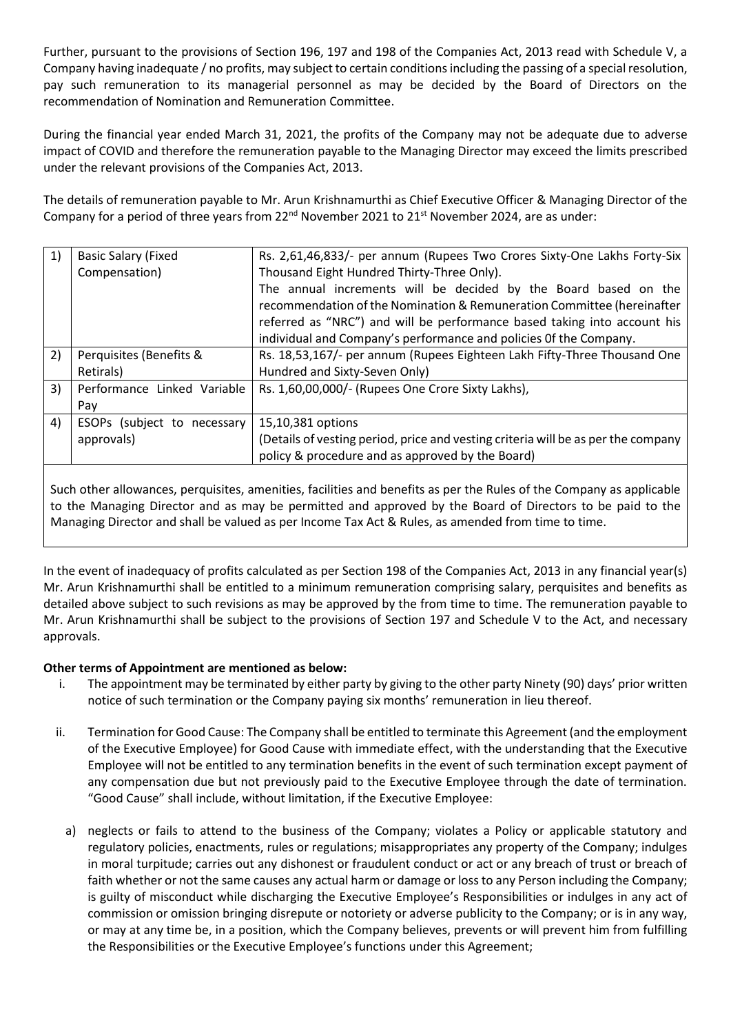Further, pursuant to the provisions of Section 196, 197 and 198 of the Companies Act, 2013 read with Schedule V, a Company having inadequate / no profits, may subject to certain conditions including the passing of a special resolution, pay such remuneration to its managerial personnel as may be decided by the Board of Directors on the recommendation of Nomination and Remuneration Committee.

During the financial year ended March 31, 2021, the profits of the Company may not be adequate due to adverse impact of COVID and therefore the remuneration payable to the Managing Director may exceed the limits prescribed under the relevant provisions of the Companies Act, 2013.

The details of remuneration payable to Mr. Arun Krishnamurthi as Chief Executive Officer & Managing Director of the Company for a period of three years from 22[nd] November 2021 to 21[st] November 2024, are as under:

| | | |
|---|---|---|
| 1) | Basic Salary (Fixed Compensation) | Rs. 2,61,46,833/- per annum (Rupees Two Crores Sixty-One Lakhs Forty-Six Thousand Eight Hundred Thirty-Three Only). The annual increments will be decided by the Board based on the recommendation of the Nomination & Remuneration Committee (hereinafter referred as "NRC") and will be performance based taking into account his individual and Company's performance and policies 0f the Company. |
| 2) | Perquisites (Benefits & Retirals) | Rs. 18,53,167/- per annum (Rupees Eighteen Lakh Fifty-Three Thousand One Hundred and Sixty-Seven Only) |
| 3) | Performance Linked Variable Pay | Rs. 1,60,00,000/- (Rupees One Crore Sixty Lakhs), |
| 4) | ESOPs (subject to necessary approvals) | 15,10,381 options (Details of vesting period, price and vesting criteria will be as per the company policy & procedure and as approved by the Board) |

Such other allowances, perquisites, amenities, facilities and benefits as per the Rules of the Company as applicable to the Managing Director and as may be permitted and approved by the Board of Directors to be paid to the Managing Director and shall be valued as per Income Tax Act & Rules, as amended from time to time.

In the event of inadequacy of profits calculated as per Section 198 of the Companies Act, 2013 in any financial year(s) Mr. Arun Krishnamurthi shall be entitled to a minimum remuneration comprising salary, perquisites and benefits as detailed above subject to such revisions as may be approved by the from time to time. The remuneration payable to Mr. Arun Krishnamurthi shall be subject to the provisions of Section 197 and Schedule V to the Act, and necessary approvals.

**Other terms of Appointment are mentioned as below:**

i. The appointment may be terminated by either party by giving to the other party Ninety (90) days' prior written notice of such termination or the Company paying six months' remuneration in lieu thereof.

ii. Termination for Good Cause: The Company shall be entitled to terminate this Agreement (and the employment of the Executive Employee) for Good Cause with immediate effect, with the understanding that the Executive Employee will not be entitled to any termination benefits in the event of such termination except payment of any compensation due but not previously paid to the Executive Employee through the date of termination. "Good Cause" shall include, without limitation, if the Executive Employee:

a) neglects or fails to attend to the business of the Company; violates a Policy or applicable statutory and regulatory policies, enactments, rules or regulations; misappropriates any property of the Company; indulges in moral turpitude; carries out any dishonest or fraudulent conduct or act or any breach of trust or breach of faith whether or not the same causes any actual harm or damage or loss to any Person including the Company; is guilty of misconduct while discharging the Executive Employee's Responsibilities or indulges in any act of commission or omission bringing disrepute or notoriety or adverse publicity to the Company; or is in any way, or may at any time be, in a position, which the Company believes, prevents or will prevent him from fulfilling the Responsibilities or the Executive Employee's functions under this Agreement;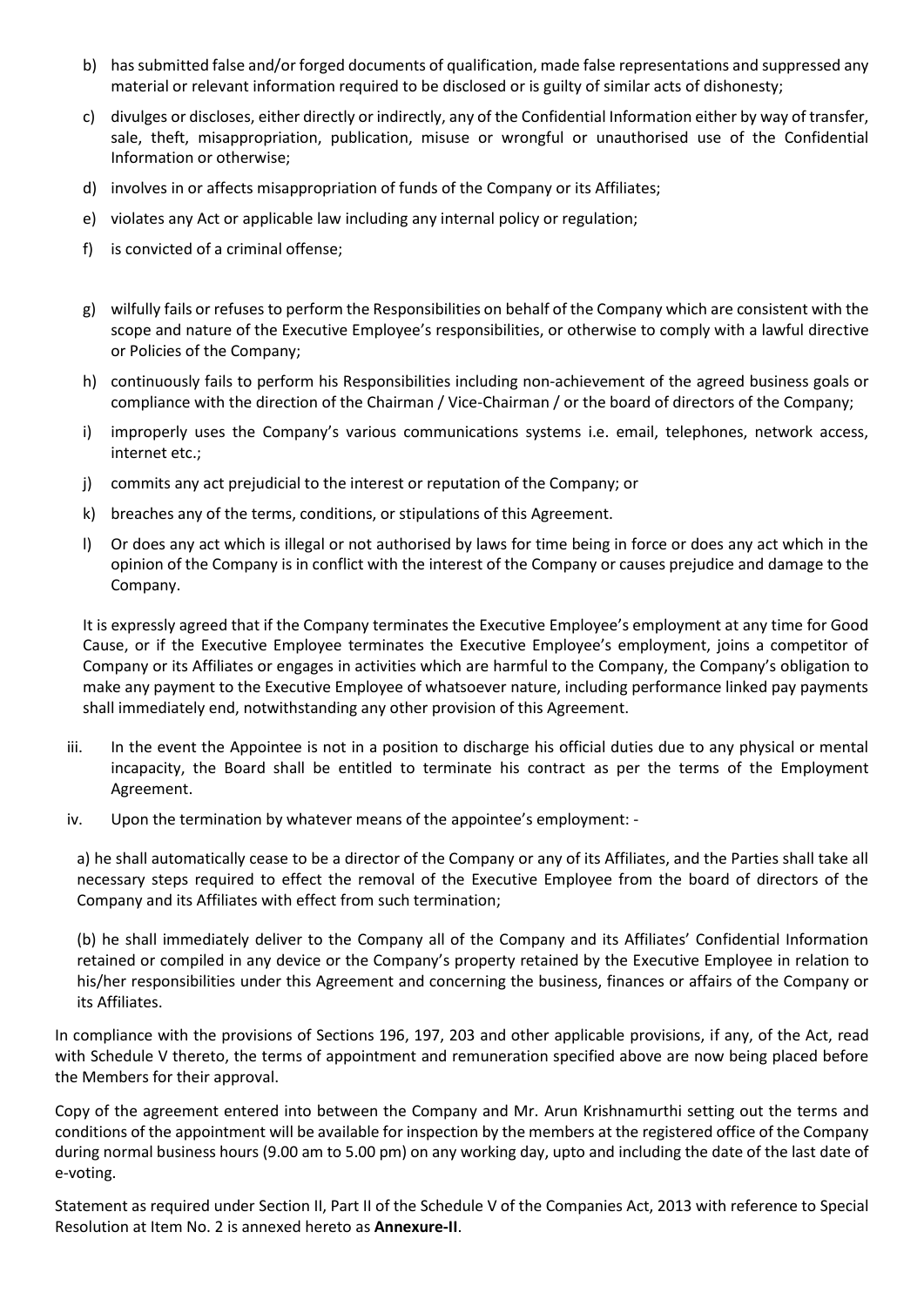b) has submitted false and/or forged documents of qualification, made false representations and suppressed any material or relevant information required to be disclosed or is guilty of similar acts of dishonesty;

c) divulges or discloses, either directly or indirectly, any of the Confidential Information either by way of transfer, sale, theft, misappropriation, publication, misuse or wrongful or unauthorised use of the Confidential Information or otherwise;

d) involves in or affects misappropriation of funds of the Company or its Affiliates;

e) violates any Act or applicable law including any internal policy or regulation;

f) is convicted of a criminal offense;

g) wilfully fails or refuses to perform the Responsibilities on behalf of the Company which are consistent with the scope and nature of the Executive Employee's responsibilities, or otherwise to comply with a lawful directive or Policies of the Company;

h) continuously fails to perform his Responsibilities including non-achievement of the agreed business goals or compliance with the direction of the Chairman / Vice-Chairman / or the board of directors of the Company;

i) improperly uses the Company's various communications systems i.e. email, telephones, network access, internet etc.;

j) commits any act prejudicial to the interest or reputation of the Company; or

k) breaches any of the terms, conditions, or stipulations of this Agreement.

l) Or does any act which is illegal or not authorised by laws for time being in force or does any act which in the opinion of the Company is in conflict with the interest of the Company or causes prejudice and damage to the Company.

It is expressly agreed that if the Company terminates the Executive Employee's employment at any time for Good Cause, or if the Executive Employee terminates the Executive Employee's employment, joins a competitor of Company or its Affiliates or engages in activities which are harmful to the Company, the Company's obligation to make any payment to the Executive Employee of whatsoever nature, including performance linked pay payments shall immediately end, notwithstanding any other provision of this Agreement.

iii. In the event the Appointee is not in a position to discharge his official duties due to any physical or mental incapacity, the Board shall be entitled to terminate his contract as per the terms of the Employment Agreement.

iv. Upon the termination by whatever means of the appointee's employment: -

a) he shall automatically cease to be a director of the Company or any of its Affiliates, and the Parties shall take all necessary steps required to effect the removal of the Executive Employee from the board of directors of the Company and its Affiliates with effect from such termination;

(b) he shall immediately deliver to the Company all of the Company and its Affiliates' Confidential Information retained or compiled in any device or the Company's property retained by the Executive Employee in relation to his/her responsibilities under this Agreement and concerning the business, finances or affairs of the Company or its Affiliates.

In compliance with the provisions of Sections 196, 197, 203 and other applicable provisions, if any, of the Act, read with Schedule V thereto, the terms of appointment and remuneration specified above are now being placed before the Members for their approval.

Copy of the agreement entered into between the Company and Mr. Arun Krishnamurthi setting out the terms and conditions of the appointment will be available for inspection by the members at the registered office of the Company during normal business hours (9.00 am to 5.00 pm) on any working day, upto and including the date of the last date of e-voting.

Statement as required under Section II, Part II of the Schedule V of the Companies Act, 2013 with reference to Special Resolution at Item No. 2 is annexed hereto as **Annexure-II**.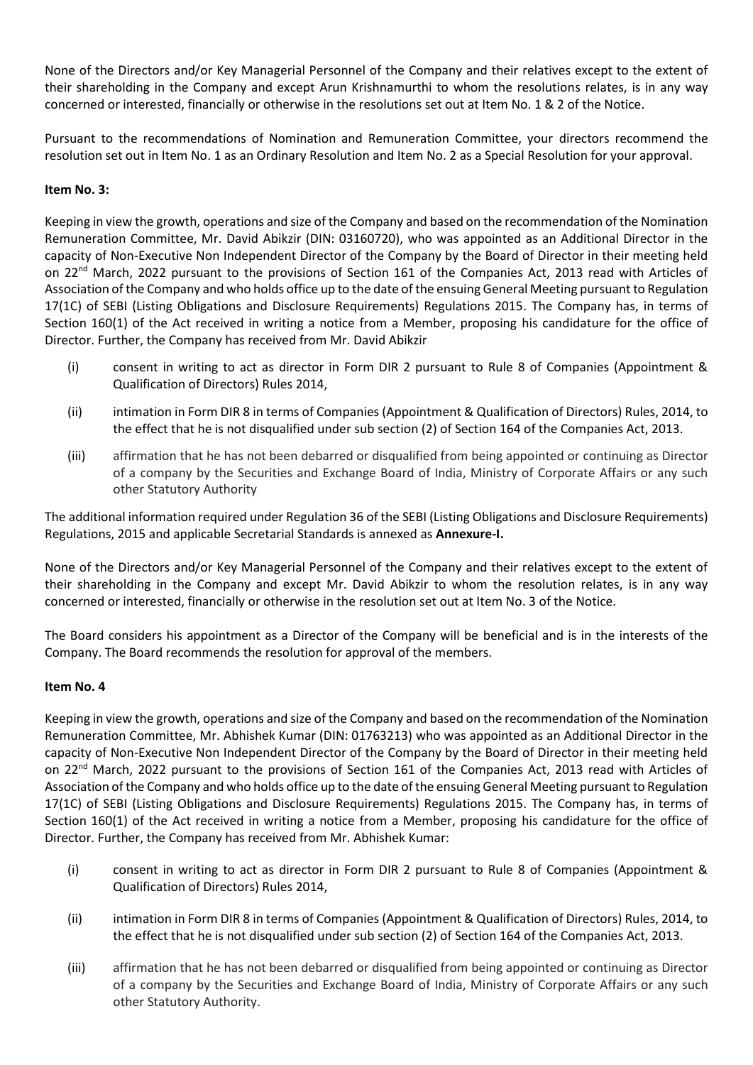None of the Directors and/or Key Managerial Personnel of the Company and their relatives except to the extent of their shareholding in the Company and except Arun Krishnamurthi to whom the resolutions relates, is in any way concerned or interested, financially or otherwise in the resolutions set out at Item No. 1 & 2 of the Notice.

Pursuant to the recommendations of Nomination and Remuneration Committee, your directors recommend the resolution set out in Item No. 1 as an Ordinary Resolution and Item No. 2 as a Special Resolution for your approval.

**Item No. 3:**

Keeping in view the growth, operations and size of the Company and based on the recommendation of the Nomination Remuneration Committee, Mr. David Abikzir (DIN: 03160720), who was appointed as an Additional Director in the capacity of Non-Executive Non Independent Director of the Company by the Board of Director in their meeting held on 22nd March, 2022 pursuant to the provisions of Section 161 of the Companies Act, 2013 read with Articles of Association of the Company and who holds office up to the date of the ensuing General Meeting pursuant to Regulation 17(1C) of SEBI (Listing Obligations and Disclosure Requirements) Regulations 2015. The Company has, in terms of Section 160(1) of the Act received in writing a notice from a Member, proposing his candidature for the office of Director. Further, the Company has received from Mr. David Abikzir

(i) consent in writing to act as director in Form DIR 2 pursuant to Rule 8 of Companies (Appointment & Qualification of Directors) Rules 2014,

(ii) intimation in Form DIR 8 in terms of Companies (Appointment & Qualification of Directors) Rules, 2014, to the effect that he is not disqualified under sub section (2) of Section 164 of the Companies Act, 2013.

(iii) affirmation that he has not been debarred or disqualified from being appointed or continuing as Director of a company by the Securities and Exchange Board of India, Ministry of Corporate Affairs or any such other Statutory Authority

The additional information required under Regulation 36 of the SEBI (Listing Obligations and Disclosure Requirements) Regulations, 2015 and applicable Secretarial Standards is annexed as **Annexure-I.**

None of the Directors and/or Key Managerial Personnel of the Company and their relatives except to the extent of their shareholding in the Company and except Mr. David Abikzir to whom the resolution relates, is in any way concerned or interested, financially or otherwise in the resolution set out at Item No. 3 of the Notice.

The Board considers his appointment as a Director of the Company will be beneficial and is in the interests of the Company. The Board recommends the resolution for approval of the members.

**Item No. 4**

Keeping in view the growth, operations and size of the Company and based on the recommendation of the Nomination Remuneration Committee, Mr. Abhishek Kumar (DIN: 01763213) who was appointed as an Additional Director in the capacity of Non-Executive Non Independent Director of the Company by the Board of Director in their meeting held on 22nd March, 2022 pursuant to the provisions of Section 161 of the Companies Act, 2013 read with Articles of Association of the Company and who holds office up to the date of the ensuing General Meeting pursuant to Regulation 17(1C) of SEBI (Listing Obligations and Disclosure Requirements) Regulations 2015. The Company has, in terms of Section 160(1) of the Act received in writing a notice from a Member, proposing his candidature for the office of Director. Further, the Company has received from Mr. Abhishek Kumar:

(i) consent in writing to act as director in Form DIR 2 pursuant to Rule 8 of Companies (Appointment & Qualification of Directors) Rules 2014,

(ii) intimation in Form DIR 8 in terms of Companies (Appointment & Qualification of Directors) Rules, 2014, to the effect that he is not disqualified under sub section (2) of Section 164 of the Companies Act, 2013.

(iii) affirmation that he has not been debarred or disqualified from being appointed or continuing as Director of a company by the Securities and Exchange Board of India, Ministry of Corporate Affairs or any such other Statutory Authority.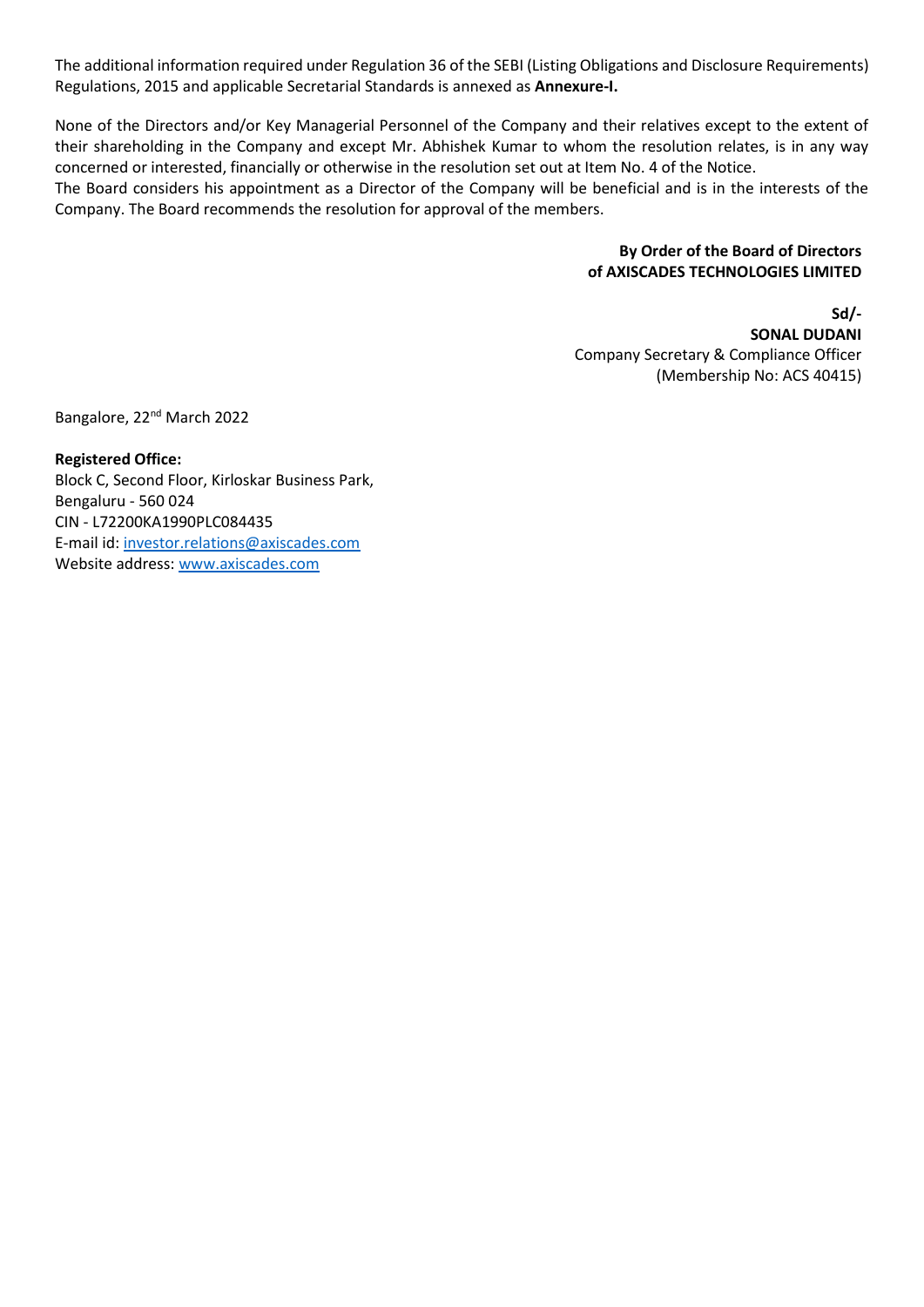The additional information required under Regulation 36 of the SEBI (Listing Obligations and Disclosure Requirements) Regulations, 2015 and applicable Secretarial Standards is annexed as **Annexure-I.**

None of the Directors and/or Key Managerial Personnel of the Company and their relatives except to the extent of their shareholding in the Company and except Mr. Abhishek Kumar to whom the resolution relates, is in any way concerned or interested, financially or otherwise in the resolution set out at Item No. 4 of the Notice.
The Board considers his appointment as a Director of the Company will be beneficial and is in the interests of the Company. The Board recommends the resolution for approval of the members.

**By Order of the Board of Directors**
**of AXISCADES TECHNOLOGIES LIMITED**

**Sd/-**
**SONAL DUDANI**
Company Secretary & Compliance Officer
(Membership No: ACS 40415)

Bangalore, 22nd March 2022

**Registered Office:**
Block C, Second Floor, Kirloskar Business Park,
Bengaluru - 560 024
CIN - L72200KA1990PLC084435
E-mail id: investor.relations@axiscades.com
Website address: www.axiscades.com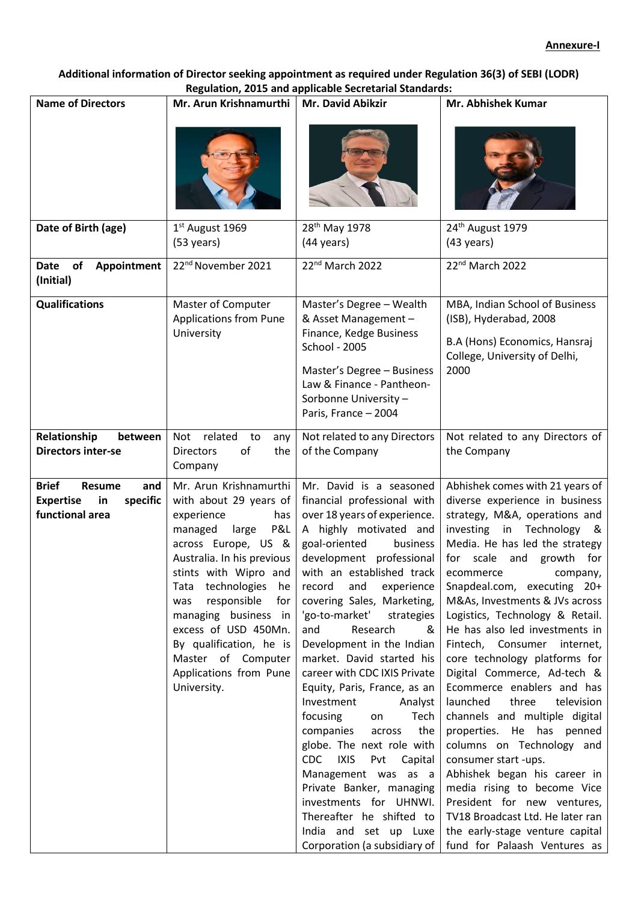**Annexure-I**

**Additional information of Director seeking appointment as required under Regulation 36(3) of SEBI (LODR) Regulation, 2015 and applicable Secretarial Standards:**

| **Name of Directors** | **Mr. Arun Krishnamurthi** | **Mr. David Abikzir** | **Mr. Abhishek Kumar** |
|---|---|---|---|
| **Date of Birth (age)** | 1st August 1969 (53 years) | 28th May 1978 (44 years) | 24th August 1979 (43 years) |
| **Date of Appointment (Initial)** | 22nd November 2021 | 22nd March 2022 | 22nd March 2022 |
| **Qualifications** | Master of Computer Applications from Pune University | Master's Degree – Wealth & Asset Management – Finance, Kedge Business School - 2005<br><br>Master's Degree – Business Law & Finance - Pantheon-Sorbonne University – Paris, France – 2004 | MBA, Indian School of Business (ISB), Hyderabad, 2008<br><br>B.A (Hons) Economics, Hansraj College, University of Delhi, 2000 |
| **Relationship between Directors inter-se** | Not related to any Directors of the Company | Not related to any Directors of the Company | Not related to any Directors of the Company |
| **Brief Resume and Expertise in specific functional area** | Mr. Arun Krishnamurthi with about 29 years of experience has managed large P&L across Europe, US & Australia. In his previous stints with Wipro and Tata technologies he was responsible for managing business in excess of USD 450Mn. By qualification, he is Master of Computer Applications from Pune University. | Mr. David is a seasoned financial professional with over 18 years of experience. A highly motivated and goal-oriented business development professional with an established track record and experience covering Sales, Marketing, 'go-to-market' strategies and Research & Development in the Indian market. David started his career with CDC IXIS Private Equity, Paris, France, as an Investment Analyst focusing on Tech companies across the globe. The next role with CDC IXIS Pvt Capital Management was as a Private Banker, managing investments for UHNWI. Thereafter he shifted to India and set up Luxe Corporation (a subsidiary of | Abhishek comes with 21 years of diverse experience in business strategy, M&A, operations and investing in Technology & Media. He has led the strategy for scale and growth for ecommerce company, Snapdeal.com, executing 20+ M&As, Investments & JVs across Logistics, Technology & Retail. He has also led investments in Fintech, Consumer internet, core technology platforms for Digital Commerce, Ad-tech & Ecommerce enablers and has launched three television channels and multiple digital properties. He has penned columns on Technology and consumer start -ups.<br>Abhishek began his career in media rising to become Vice President for new ventures, TV18 Broadcast Ltd. He later ran the early-stage venture capital fund for Palaash Ventures as |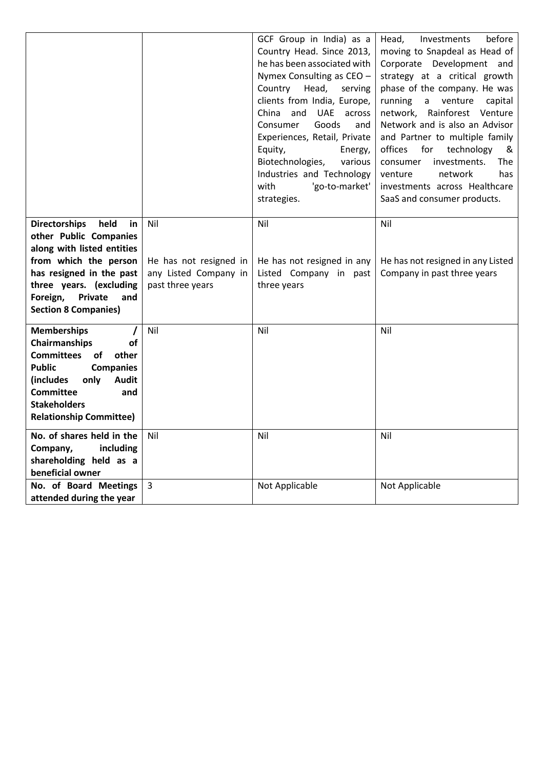| | | | |
|---|---|---|---|
| | | GCF Group in India) as a Country Head. Since 2013, he has been associated with Nymex Consulting as CEO – Country Head, serving clients from India, Europe, China and UAE across Consumer Goods and Experiences, Retail, Private Equity, Energy, Biotechnologies, various Industries and Technology with 'go-to-market' strategies. | Head, Investments before moving to Snapdeal as Head of Corporate Development and strategy at a critical growth phase of the company. He was running a venture capital network, Rainforest Venture Network and is also an Advisor and Partner to multiple family offices for technology & consumer investments. The venture network has investments across Healthcare SaaS and consumer products. |
| **Directorships held in other Public Companies along with listed entities from which the person has resigned in the past three years. (excluding Foreign, Private and Section 8 Companies)** | Nil<br><br>He has not resigned in any Listed Company in past three years | Nil<br><br>He has not resigned in any Listed Company in past three years | Nil<br><br>He has not resigned in any Listed Company in past three years |
| **Memberships / Chairmanships of Committees of other Public Companies (includes only Audit Committee and Stakeholders Relationship Committee)** | Nil | Nil | Nil |
| **No. of shares held in the Company, including shareholding held as a beneficial owner** | Nil | Nil | Nil |
| **No. of Board Meetings attended during the year** | 3 | Not Applicable | Not Applicable |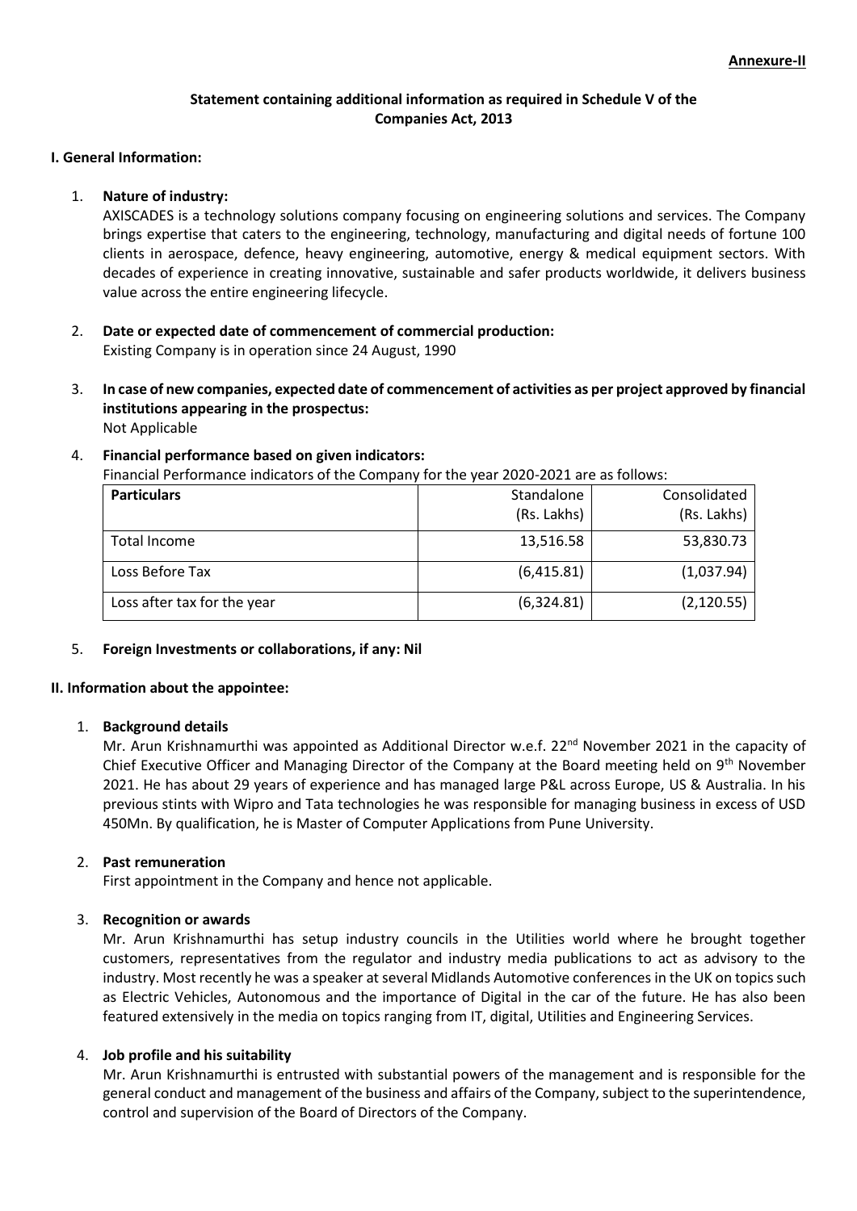**Annexure-II**

**Statement containing additional information as required in Schedule V of the Companies Act, 2013**

**I. General Information:**

1. **Nature of industry:**
   AXISCADES is a technology solutions company focusing on engineering solutions and services. The Company brings expertise that caters to the engineering, technology, manufacturing and digital needs of fortune 100 clients in aerospace, defence, heavy engineering, automotive, energy & medical equipment sectors. With decades of experience in creating innovative, sustainable and safer products worldwide, it delivers business value across the entire engineering lifecycle.

2. **Date or expected date of commencement of commercial production:**
   Existing Company is in operation since 24 August, 1990

3. **In case of new companies, expected date of commencement of activities as per project approved by financial institutions appearing in the prospectus:**
   Not Applicable

4. **Financial performance based on given indicators:**
   Financial Performance indicators of the Company for the year 2020-2021 are as follows:

| **Particulars** | Standalone (Rs. Lakhs) | Consolidated (Rs. Lakhs) |
|---|---|---|
| Total Income | 13,516.58 | 53,830.73 |
| Loss Before Tax | (6,415.81) | (1,037.94) |
| Loss after tax for the year | (6,324.81) | (2,120.55) |

5. **Foreign Investments or collaborations, if any: Nil**

**II. Information about the appointee:**

1. **Background details**
   Mr. Arun Krishnamurthi was appointed as Additional Director w.e.f. 22nd November 2021 in the capacity of Chief Executive Officer and Managing Director of the Company at the Board meeting held on 9th November 2021. He has about 29 years of experience and has managed large P&L across Europe, US & Australia. In his previous stints with Wipro and Tata technologies he was responsible for managing business in excess of USD 450Mn. By qualification, he is Master of Computer Applications from Pune University.

2. **Past remuneration**
   First appointment in the Company and hence not applicable.

3. **Recognition or awards**
   Mr. Arun Krishnamurthi has setup industry councils in the Utilities world where he brought together customers, representatives from the regulator and industry media publications to act as advisory to the industry. Most recently he was a speaker at several Midlands Automotive conferences in the UK on topics such as Electric Vehicles, Autonomous and the importance of Digital in the car of the future. He has also been featured extensively in the media on topics ranging from IT, digital, Utilities and Engineering Services.

4. **Job profile and his suitability**
   Mr. Arun Krishnamurthi is entrusted with substantial powers of the management and is responsible for the general conduct and management of the business and affairs of the Company, subject to the superintendence, control and supervision of the Board of Directors of the Company.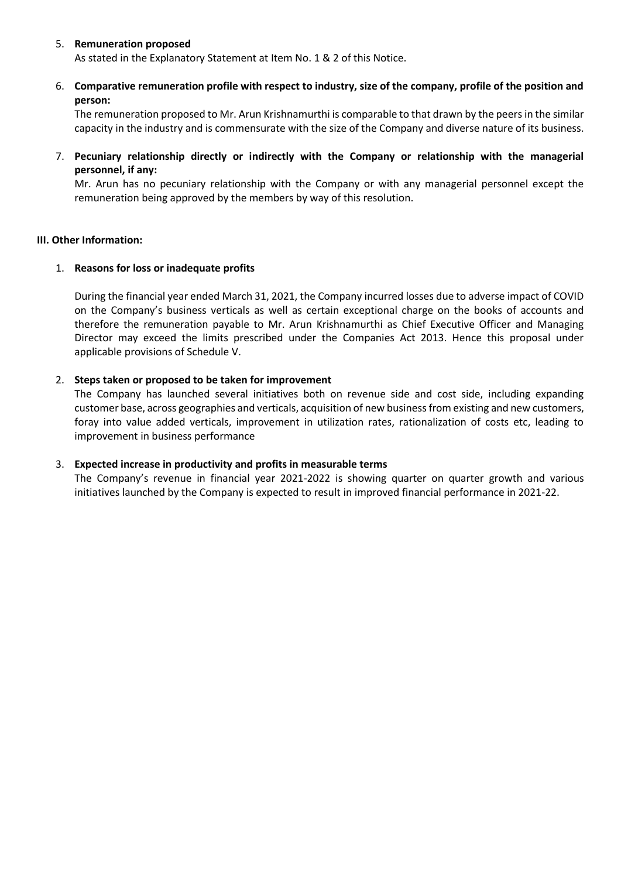5. **Remuneration proposed**

   As stated in the Explanatory Statement at Item No. 1 & 2 of this Notice.

6. **Comparative remuneration profile with respect to industry, size of the company, profile of the position and person:**

   The remuneration proposed to Mr. Arun Krishnamurthi is comparable to that drawn by the peers in the similar capacity in the industry and is commensurate with the size of the Company and diverse nature of its business.

7. **Pecuniary relationship directly or indirectly with the Company or relationship with the managerial personnel, if any:**

   Mr. Arun has no pecuniary relationship with the Company or with any managerial personnel except the remuneration being approved by the members by way of this resolution.

**III. Other Information:**

1. **Reasons for loss or inadequate profits**

   During the financial year ended March 31, 2021, the Company incurred losses due to adverse impact of COVID on the Company's business verticals as well as certain exceptional charge on the books of accounts and therefore the remuneration payable to Mr. Arun Krishnamurthi as Chief Executive Officer and Managing Director may exceed the limits prescribed under the Companies Act 2013. Hence this proposal under applicable provisions of Schedule V.

2. **Steps taken or proposed to be taken for improvement**

   The Company has launched several initiatives both on revenue side and cost side, including expanding customer base, across geographies and verticals, acquisition of new business from existing and new customers, foray into value added verticals, improvement in utilization rates, rationalization of costs etc, leading to improvement in business performance

3. **Expected increase in productivity and profits in measurable terms**

   The Company's revenue in financial year 2021-2022 is showing quarter on quarter growth and various initiatives launched by the Company is expected to result in improved financial performance in 2021-22.